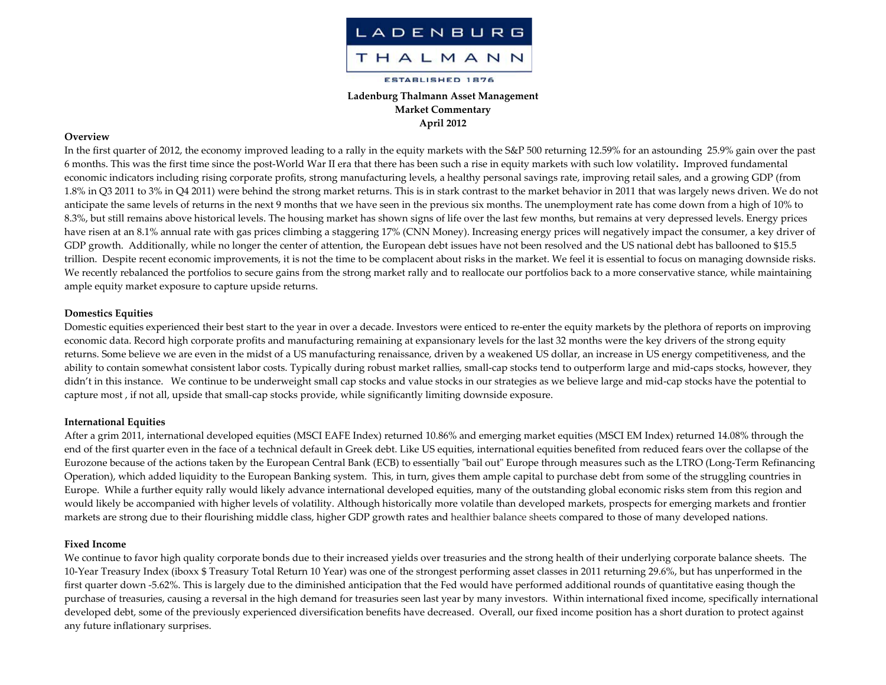**LADENBURG THALMANN**

ESTABLISHED 1876

**Ladenburg Thalmann Asset Management**
**Market Commentary**
**April 2012**

## Overview

In the first quarter of 2012, the economy improved leading to a rally in the equity markets with the S&P 500 returning 12.59% for an astounding 25.9% gain over the past 6 months. This was the first time since the post-World War II era that there has been such a rise in equity markets with such low volatility. Improved fundamental economic indicators including rising corporate profits, strong manufacturing levels, a healthy personal savings rate, improving retail sales, and a growing GDP (from 1.8% in Q3 2011 to 3% in Q4 2011) were behind the strong market returns. This is in stark contrast to the market behavior in 2011 that was largely news driven. We do not anticipate the same levels of returns in the next 9 months that we have seen in the previous six months. The unemployment rate has come down from a high of 10% to 8.3%, but still remains above historical levels. The housing market has shown signs of life over the last few months, but remains at very depressed levels. Energy prices have risen at an 8.1% annual rate with gas prices climbing a staggering 17% (CNN Money). Increasing energy prices will negatively impact the consumer, a key driver of GDP growth. Additionally, while no longer the center of attention, the European debt issues have not been resolved and the US national debt has ballooned to $15.5 trillion. Despite recent economic improvements, it is not the time to be complacent about risks in the market. We feel it is essential to focus on managing downside risks. We recently rebalanced the portfolios to secure gains from the strong market rally and to reallocate our portfolios back to a more conservative stance, while maintaining ample equity market exposure to capture upside returns.

## Domestics Equities

Domestic equities experienced their best start to the year in over a decade. Investors were enticed to re-enter the equity markets by the plethora of reports on improving economic data. Record high corporate profits and manufacturing remaining at expansionary levels for the last 32 months were the key drivers of the strong equity returns. Some believe we are even in the midst of a US manufacturing renaissance, driven by a weakened US dollar, an increase in US energy competitiveness, and the ability to contain somewhat consistent labor costs. Typically during robust market rallies, small-cap stocks tend to outperform large and mid-caps stocks, however, they didn't in this instance. We continue to be underweight small cap stocks and value stocks in our strategies as we believe large and mid-cap stocks have the potential to capture most , if not all, upside that small-cap stocks provide, while significantly limiting downside exposure.

## International Equities

After a grim 2011, international developed equities (MSCI EAFE Index) returned 10.86% and emerging market equities (MSCI EM Index) returned 14.08% through the end of the first quarter even in the face of a technical default in Greek debt. Like US equities, international equities benefited from reduced fears over the collapse of the Eurozone because of the actions taken by the European Central Bank (ECB) to essentially "bail out" Europe through measures such as the LTRO (Long-Term Refinancing Operation), which added liquidity to the European Banking system. This, in turn, gives them ample capital to purchase debt from some of the struggling countries in Europe. While a further equity rally would likely advance international developed equities, many of the outstanding global economic risks stem from this region and would likely be accompanied with higher levels of volatility. Although historically more volatile than developed markets, prospects for emerging markets and frontier markets are strong due to their flourishing middle class, higher GDP growth rates and healthier balance sheets compared to those of many developed nations.

## Fixed Income

We continue to favor high quality corporate bonds due to their increased yields over treasuries and the strong health of their underlying corporate balance sheets. The 10-Year Treasury Index (iboxx $ Treasury Total Return 10 Year) was one of the strongest performing asset classes in 2011 returning 29.6%, but has unperformed in the first quarter down -5.62%. This is largely due to the diminished anticipation that the Fed would have performed additional rounds of quantitative easing though the purchase of treasuries, causing a reversal in the high demand for treasuries seen last year by many investors. Within international fixed income, specifically international developed debt, some of the previously experienced diversification benefits have decreased. Overall, our fixed income position has a short duration to protect against any future inflationary surprises.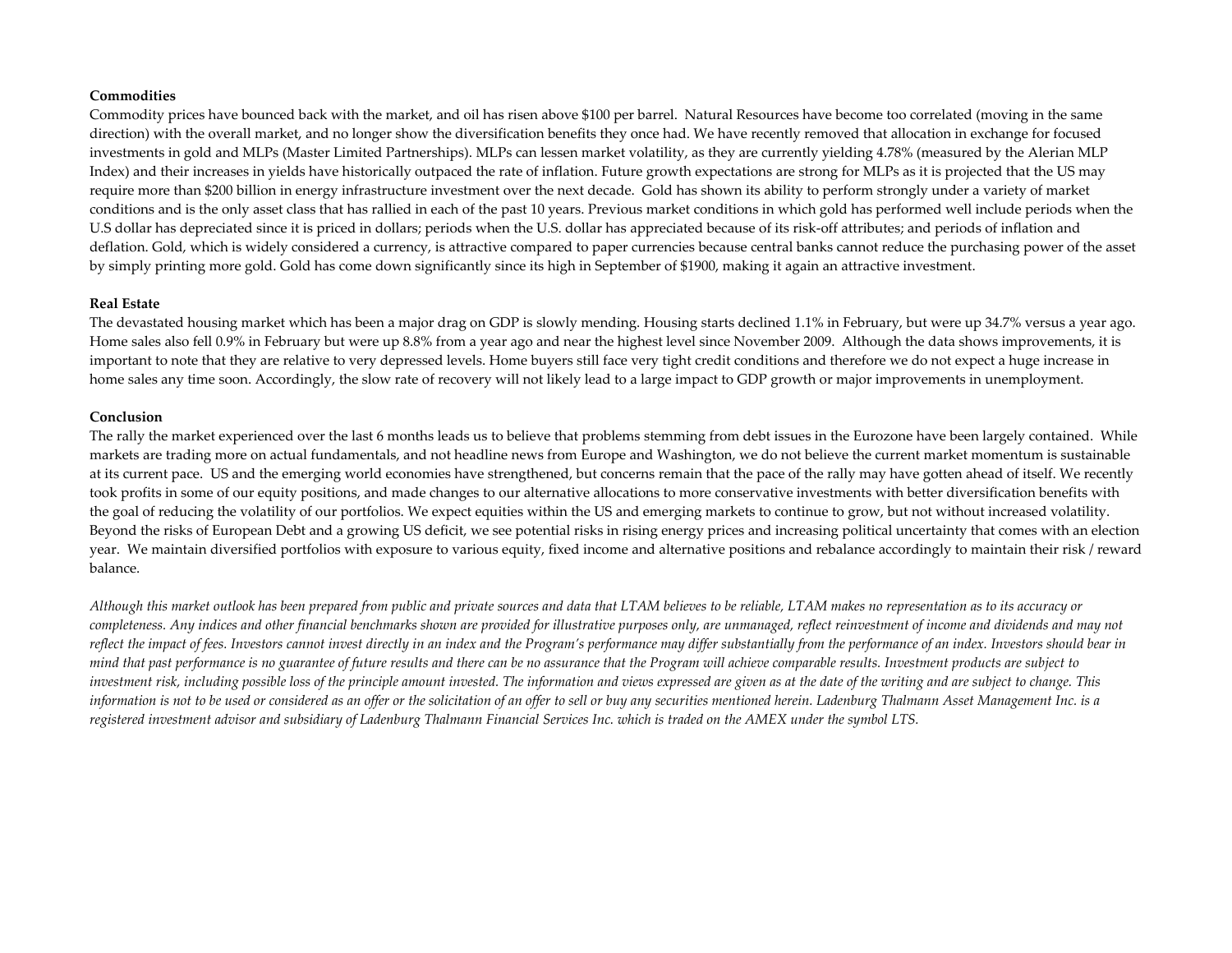**Commodities**

Commodity prices have bounced back with the market, and oil has risen above $100 per barrel. Natural Resources have become too correlated (moving in the same direction) with the overall market, and no longer show the diversification benefits they once had. We have recently removed that allocation in exchange for focused investments in gold and MLPs (Master Limited Partnerships). MLPs can lessen market volatility, as they are currently yielding 4.78% (measured by the Alerian MLP Index) and their increases in yields have historically outpaced the rate of inflation. Future growth expectations are strong for MLPs as it is projected that the US may require more than $200 billion in energy infrastructure investment over the next decade. Gold has shown its ability to perform strongly under a variety of market conditions and is the only asset class that has rallied in each of the past 10 years. Previous market conditions in which gold has performed well include periods when the U.S dollar has depreciated since it is priced in dollars; periods when the U.S. dollar has appreciated because of its risk-off attributes; and periods of inflation and deflation. Gold, which is widely considered a currency, is attractive compared to paper currencies because central banks cannot reduce the purchasing power of the asset by simply printing more gold. Gold has come down significantly since its high in September of $1900, making it again an attractive investment.

**Real Estate**

The devastated housing market which has been a major drag on GDP is slowly mending. Housing starts declined 1.1% in February, but were up 34.7% versus a year ago. Home sales also fell 0.9% in February but were up 8.8% from a year ago and near the highest level since November 2009. Although the data shows improvements, it is important to note that they are relative to very depressed levels. Home buyers still face very tight credit conditions and therefore we do not expect a huge increase in home sales any time soon. Accordingly, the slow rate of recovery will not likely lead to a large impact to GDP growth or major improvements in unemployment.

**Conclusion**

The rally the market experienced over the last 6 months leads us to believe that problems stemming from debt issues in the Eurozone have been largely contained. While markets are trading more on actual fundamentals, and not headline news from Europe and Washington, we do not believe the current market momentum is sustainable at its current pace. US and the emerging world economies have strengthened, but concerns remain that the pace of the rally may have gotten ahead of itself. We recently took profits in some of our equity positions, and made changes to our alternative allocations to more conservative investments with better diversification benefits with the goal of reducing the volatility of our portfolios. We expect equities within the US and emerging markets to continue to grow, but not without increased volatility. Beyond the risks of European Debt and a growing US deficit, we see potential risks in rising energy prices and increasing political uncertainty that comes with an election year. We maintain diversified portfolios with exposure to various equity, fixed income and alternative positions and rebalance accordingly to maintain their risk / reward balance.

*Although this market outlook has been prepared from public and private sources and data that LTAM believes to be reliable, LTAM makes no representation as to its accuracy or completeness. Any indices and other financial benchmarks shown are provided for illustrative purposes only, are unmanaged, reflect reinvestment of income and dividends and may not reflect the impact of fees. Investors cannot invest directly in an index and the Program's performance may differ substantially from the performance of an index. Investors should bear in mind that past performance is no guarantee of future results and there can be no assurance that the Program will achieve comparable results. Investment products are subject to investment risk, including possible loss of the principle amount invested. The information and views expressed are given as at the date of the writing and are subject to change. This information is not to be used or considered as an offer or the solicitation of an offer to sell or buy any securities mentioned herein. Ladenburg Thalmann Asset Management Inc. is a registered investment advisor and subsidiary of Ladenburg Thalmann Financial Services Inc. which is traded on the AMEX under the symbol LTS.*